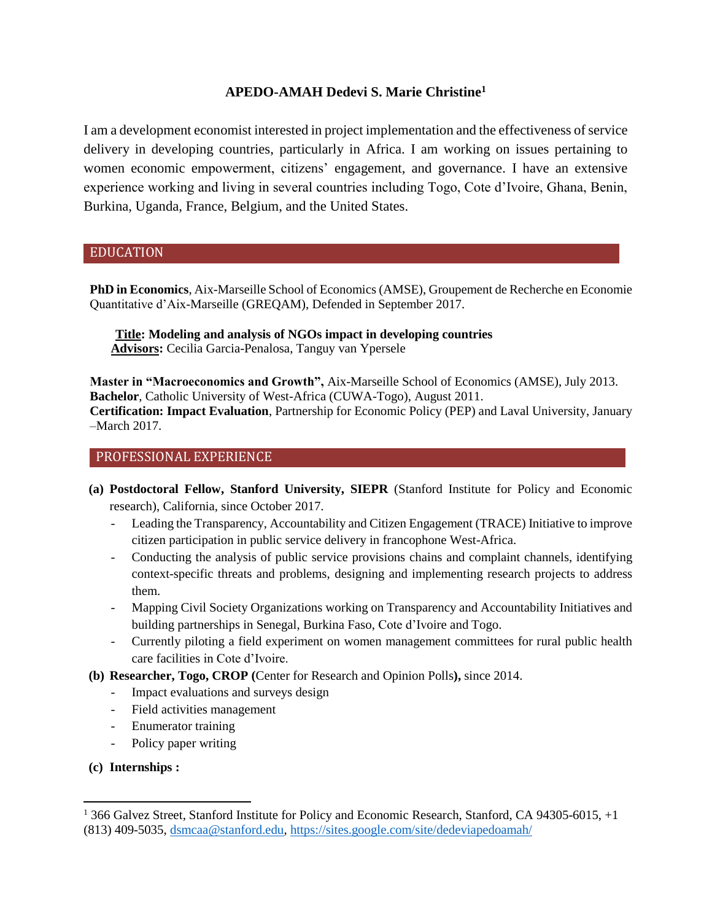# APEDO-AMAH Dedevi S. Marie Christine[1]

I am a development economist interested in project implementation and the effectiveness of service delivery in developing countries, particularly in Africa. I am working on issues pertaining to women economic empowerment, citizens' engagement, and governance. I have an extensive experience working and living in several countries including Togo, Cote d'Ivoire, Ghana, Benin, Burkina, Uganda, France, Belgium, and the United States.

## EDUCATION

**PhD in Economics**, Aix-Marseille School of Economics (AMSE), Groupement de Recherche en Economie Quantitative d'Aix-Marseille (GREQAM), Defended in September 2017.

**Title: Modeling and analysis of NGOs impact in developing countries**
**Advisors:** Cecilia Garcia-Penalosa, Tanguy van Ypersele

**Master in "Macroeconomics and Growth",** Aix-Marseille School of Economics (AMSE), July 2013.
**Bachelor**, Catholic University of West-Africa (CUWA-Togo), August 2011.
**Certification: Impact Evaluation**, Partnership for Economic Policy (PEP) and Laval University, January –March 2017.

## PROFESSIONAL EXPERIENCE

**(a) Postdoctoral Fellow, Stanford University, SIEPR** (Stanford Institute for Policy and Economic research), California, since October 2017.

- Leading the Transparency, Accountability and Citizen Engagement (TRACE) Initiative to improve citizen participation in public service delivery in francophone West-Africa.
- Conducting the analysis of public service provisions chains and complaint channels, identifying context-specific threats and problems, designing and implementing research projects to address them.
- Mapping Civil Society Organizations working on Transparency and Accountability Initiatives and building partnerships in Senegal, Burkina Faso, Cote d'Ivoire and Togo.
- Currently piloting a field experiment on women management committees for rural public health care facilities in Cote d'Ivoire.

**(b) Researcher, Togo, CROP (**Center for Research and Opinion Polls**),** since 2014.

- Impact evaluations and surveys design
- Field activities management
- Enumerator training
- Policy paper writing

**(c) Internships :**

---

[1] 366 Galvez Street, Stanford Institute for Policy and Economic Research, Stanford, CA 94305-6015, +1 (813) 409-5035, dsmcaa@stanford.edu, https://sites.google.com/site/dedeviapedoamah/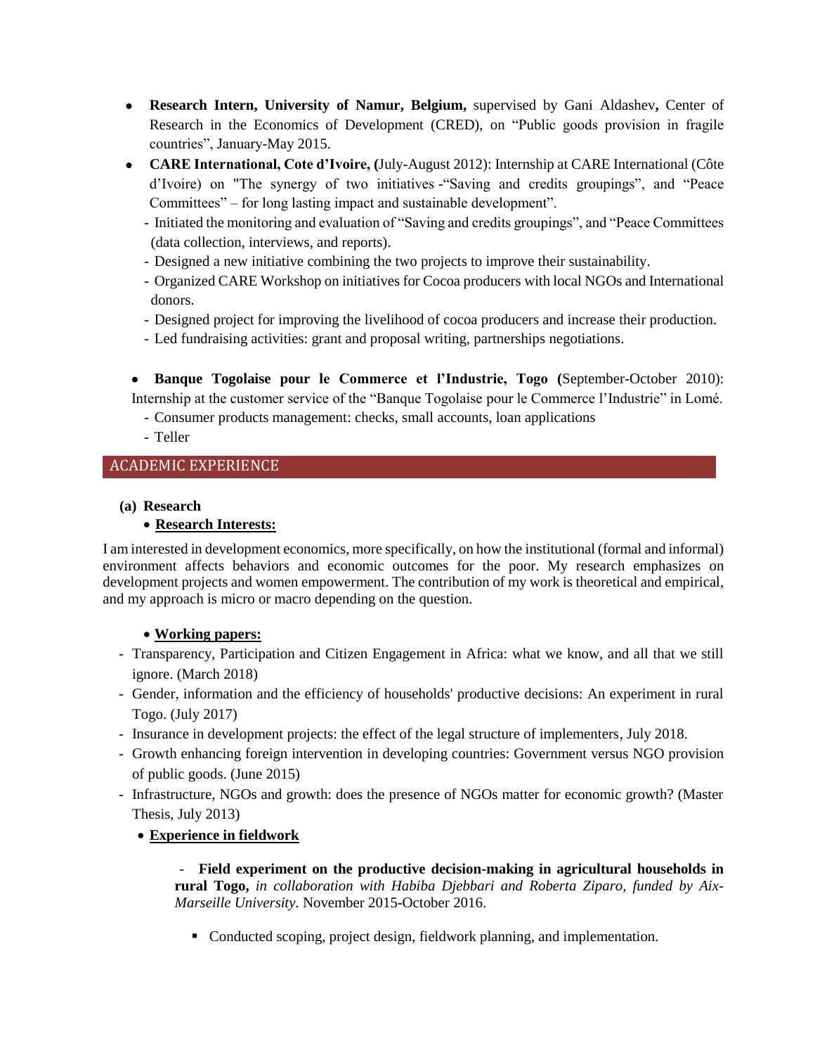- **Research Intern, University of Namur, Belgium,** supervised by Gani Aldashev**,** Center of Research in the Economics of Development (CRED), on "Public goods provision in fragile countries", January-May 2015.
- **CARE International, Cote d'Ivoire, (**July-August 2012): Internship at CARE International (Côte d'Ivoire) on "The synergy of two initiatives -"Saving and credits groupings", and "Peace Committees" – for long lasting impact and sustainable development".
  - Initiated the monitoring and evaluation of "Saving and credits groupings", and "Peace Committees (data collection, interviews, and reports).
  - Designed a new initiative combining the two projects to improve their sustainability.
  - Organized CARE Workshop on initiatives for Cocoa producers with local NGOs and International donors.
  - Designed project for improving the livelihood of cocoa producers and increase their production.
  - Led fundraising activities: grant and proposal writing, partnerships negotiations.

- **Banque Togolaise pour le Commerce et l'Industrie, Togo (**September-October 2010): Internship at the customer service of the "Banque Togolaise pour le Commerce l'Industrie" in Lomé.
  - Consumer products management: checks, small accounts, loan applications
  - Teller

## ACADEMIC EXPERIENCE

**(a) Research**

- **Research Interests:**

I am interested in development economics, more specifically, on how the institutional (formal and informal) environment affects behaviors and economic outcomes for the poor. My research emphasizes on development projects and women empowerment. The contribution of my work is theoretical and empirical, and my approach is micro or macro depending on the question.

- **Working papers:**

- Transparency, Participation and Citizen Engagement in Africa: what we know, and all that we still ignore. (March 2018)
- Gender, information and the efficiency of households' productive decisions: An experiment in rural Togo. (July 2017)
- Insurance in development projects: the effect of the legal structure of implementers, July 2018.
- Growth enhancing foreign intervention in developing countries: Government versus NGO provision of public goods. (June 2015)
- Infrastructure, NGOs and growth: does the presence of NGOs matter for economic growth? (Master Thesis, July 2013)

- **Experience in fieldwork**

  - **Field experiment on the productive decision-making in agricultural households in rural Togo,** *in collaboration with Habiba Djebbari and Roberta Ziparo, funded by Aix-Marseille University*. November 2015-October 2016.
    - Conducted scoping, project design, fieldwork planning, and implementation.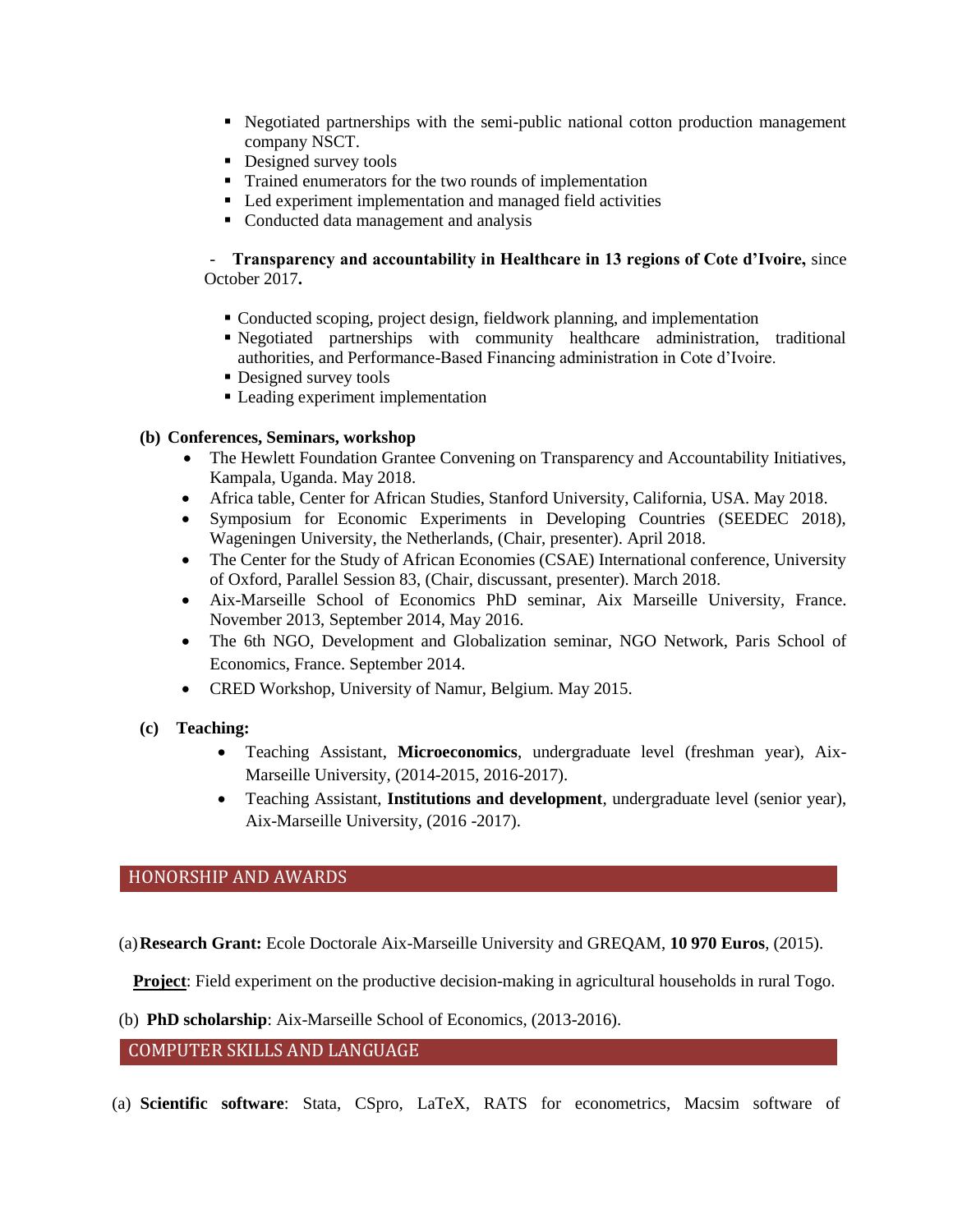- Negotiated partnerships with the semi-public national cotton production management company NSCT.
- Designed survey tools
- Trained enumerators for the two rounds of implementation
- Led experiment implementation and managed field activities
- Conducted data management and analysis

- **Transparency and accountability in Healthcare in 13 regions of Cote d'Ivoire,** since October 2017**.**

  - Conducted scoping, project design, fieldwork planning, and implementation
  - Negotiated partnerships with community healthcare administration, traditional authorities, and Performance-Based Financing administration in Cote d'Ivoire.
  - Designed survey tools
  - Leading experiment implementation

**(b) Conferences, Seminars, workshop**

- The Hewlett Foundation Grantee Convening on Transparency and Accountability Initiatives, Kampala, Uganda. May 2018.
- Africa table, Center for African Studies, Stanford University, California, USA. May 2018.
- Symposium for Economic Experiments in Developing Countries (SEEDEC 2018), Wageningen University, the Netherlands, (Chair, presenter). April 2018.
- The Center for the Study of African Economies (CSAE) International conference, University of Oxford, Parallel Session 83, (Chair, discussant, presenter). March 2018.
- Aix-Marseille School of Economics PhD seminar, Aix Marseille University, France. November 2013, September 2014, May 2016.
- The 6th NGO, Development and Globalization seminar, NGO Network, Paris School of Economics, France. September 2014.
- CRED Workshop, University of Namur, Belgium. May 2015.

**(c) Teaching:**

- Teaching Assistant, **Microeconomics**, undergraduate level (freshman year), Aix-Marseille University, (2014-2015, 2016-2017).
- Teaching Assistant, **Institutions and development**, undergraduate level (senior year), Aix-Marseille University, (2016 -2017).

## HONORSHIP AND AWARDS

(a) **Research Grant:** Ecole Doctorale Aix-Marseille University and GREQAM, **10 970 Euros**, (2015).

**Project**: Field experiment on the productive decision-making in agricultural households in rural Togo.

(b) **PhD scholarship**: Aix-Marseille School of Economics, (2013-2016).

## COMPUTER SKILLS AND LANGUAGE

(a) **Scientific software**: Stata, CSpro, LaTeX, RATS for econometrics, Macsim software of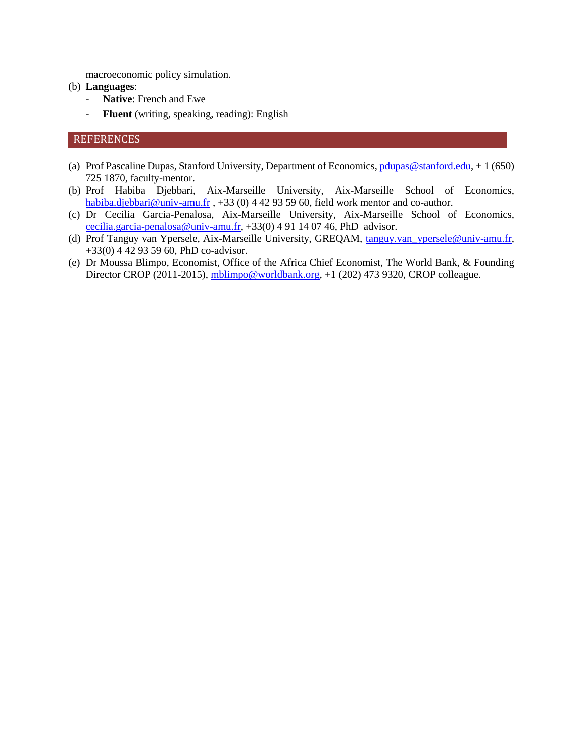macroeconomic policy simulation.

(b) **Languages**:
- **Native**: French and Ewe
- **Fluent** (writing, speaking, reading): English

## REFERENCES

(a) Prof Pascaline Dupas, Stanford University, Department of Economics, pdupas@stanford.edu, + 1 (650) 725 1870, faculty-mentor.

(b) Prof Habiba Djebbari, Aix-Marseille University, Aix-Marseille School of Economics, habiba.djebbari@univ-amu.fr , +33 (0) 4 42 93 59 60, field work mentor and co-author.

(c) Dr Cecilia Garcia-Penalosa, Aix-Marseille University, Aix-Marseille School of Economics, cecilia.garcia-penalosa@univ-amu.fr, +33(0) 4 91 14 07 46, PhD advisor.

(d) Prof Tanguy van Ypersele, Aix-Marseille University, GREQAM, tanguy.van_ypersele@univ-amu.fr, +33(0) 4 42 93 59 60, PhD co-advisor.

(e) Dr Moussa Blimpo, Economist, Office of the Africa Chief Economist, The World Bank, & Founding Director CROP (2011-2015), mblimpo@worldbank.org, +1 (202) 473 9320, CROP colleague.